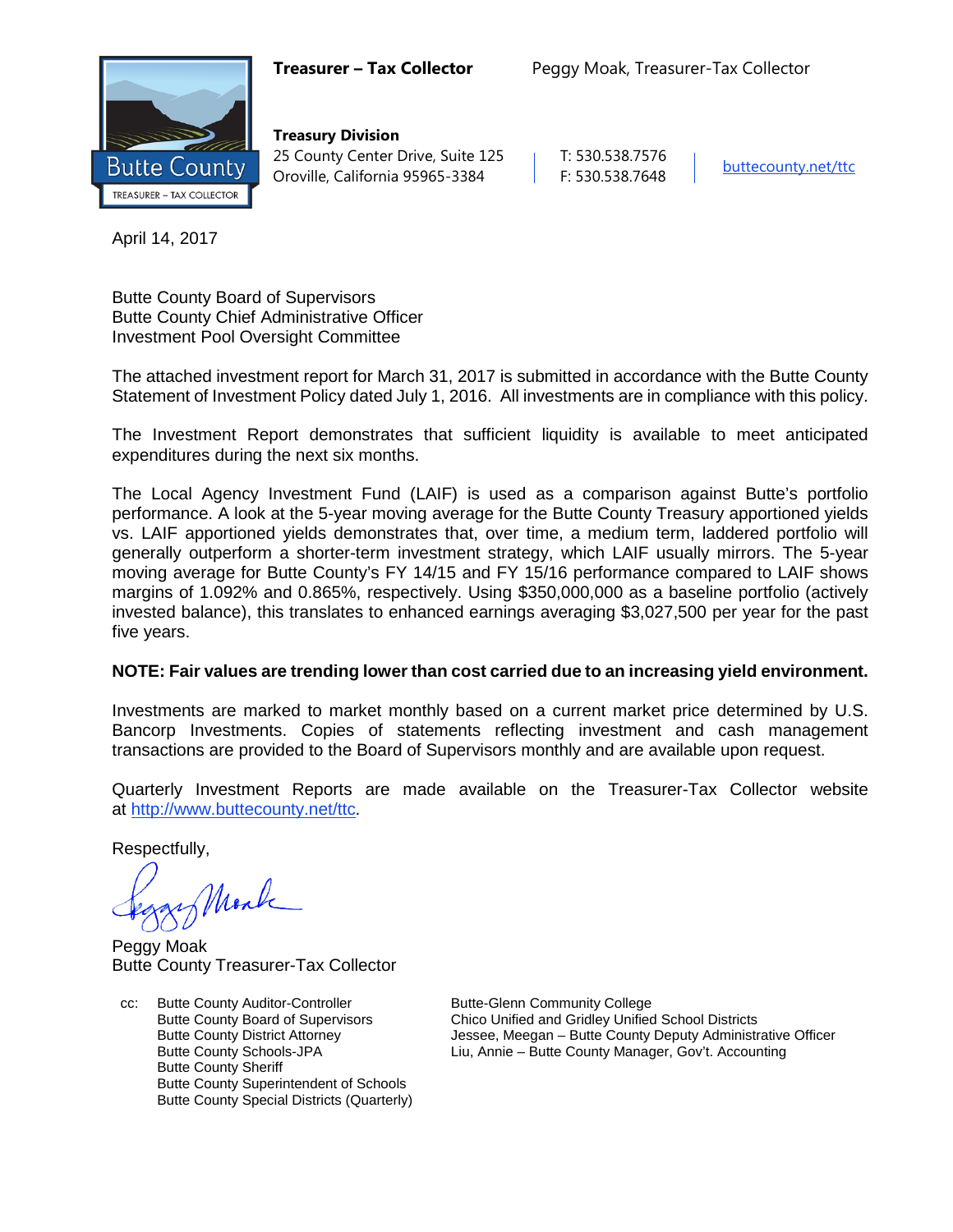**Treasurer – Tax Collector** Peggy Moak, Treasurer-Tax Collector

**Treasury Division**
25 County Center Drive, Suite 125
Oroville, California 95965-3384

T: 530.538.7576
F: 530.538.7648

buttecounty.net/ttc

Butte County
TREASURER – TAX COLLECTOR

April 14, 2017

Butte County Board of Supervisors
Butte County Chief Administrative Officer
Investment Pool Oversight Committee

The attached investment report for March 31, 2017 is submitted in accordance with the Butte County Statement of Investment Policy dated July 1, 2016. All investments are in compliance with this policy.

The Investment Report demonstrates that sufficient liquidity is available to meet anticipated expenditures during the next six months.

The Local Agency Investment Fund (LAIF) is used as a comparison against Butte's portfolio performance. A look at the 5-year moving average for the Butte County Treasury apportioned yields vs. LAIF apportioned yields demonstrates that, over time, a medium term, laddered portfolio will generally outperform a shorter-term investment strategy, which LAIF usually mirrors. The 5-year moving average for Butte County's FY 14/15 and FY 15/16 performance compared to LAIF shows margins of 1.092% and 0.865%, respectively. Using $350,000,000 as a baseline portfolio (actively invested balance), this translates to enhanced earnings averaging $3,027,500 per year for the past five years.

**NOTE: Fair values are trending lower than cost carried due to an increasing yield environment.**

Investments are marked to market monthly based on a current market price determined by U.S. Bancorp Investments. Copies of statements reflecting investment and cash management transactions are provided to the Board of Supervisors monthly and are available upon request.

Quarterly Investment Reports are made available on the Treasurer-Tax Collector website at http://www.buttecounty.net/ttc.

Respectfully,

Peggy Moak
Butte County Treasurer-Tax Collector

cc: Butte County Auditor-Controller
Butte County Board of Supervisors
Butte County District Attorney
Butte County Schools-JPA
Butte County Sheriff
Butte County Superintendent of Schools
Butte County Special Districts (Quarterly)
Butte-Glenn Community College
Chico Unified and Gridley Unified School Districts
Jessee, Meegan – Butte County Deputy Administrative Officer
Liu, Annie – Butte County Manager, Gov't. Accounting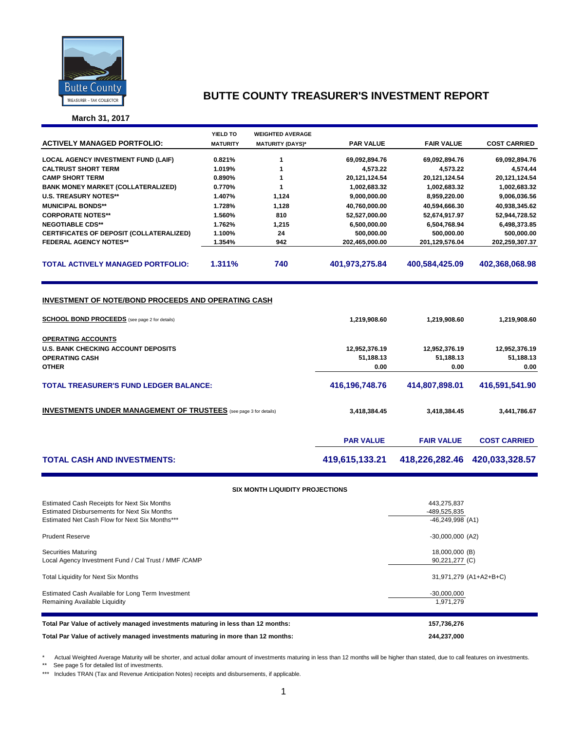# BUTTE COUNTY TREASURER'S INVESTMENT REPORT

**March 31, 2017**

| ACTIVELY MANAGED PORTFOLIO: | YIELD TO MATURITY | WEIGHTED AVERAGE MATURITY (DAYS)* | PAR VALUE | FAIR VALUE | COST CARRIED |
|---|---|---|---|---|---|
| LOCAL AGENCY INVESTMENT FUND (LAIF) | 0.821% | 1 | 69,092,894.76 | 69,092,894.76 | 69,092,894.76 |
| CALTRUST SHORT TERM | 1.019% | 1 | 4,573.22 | 4,573.22 | 4,574.44 |
| CAMP SHORT TERM | 0.890% | 1 | 20,121,124.54 | 20,121,124.54 | 20,121,124.54 |
| BANK MONEY MARKET (COLLATERALIZED) | 0.770% | 1 | 1,002,683.32 | 1,002,683.32 | 1,002,683.32 |
| U.S. TREASURY NOTES** | 1.407% | 1,124 | 9,000,000.00 | 8,959,220.00 | 9,006,036.56 |
| MUNICIPAL BONDS** | 1.728% | 1,128 | 40,760,000.00 | 40,594,666.30 | 40,938,345.62 |
| CORPORATE NOTES** | 1.560% | 810 | 52,527,000.00 | 52,674,917.97 | 52,944,728.52 |
| NEGOTIABLE CDS** | 1.762% | 1,215 | 6,500,000.00 | 6,504,768.94 | 6,498,373.85 |
| CERTIFICATES OF DEPOSIT (COLLATERALIZED) | 1.100% | 24 | 500,000.00 | 500,000.00 | 500,000.00 |
| FEDERAL AGENCY NOTES** | 1.354% | 942 | 202,465,000.00 | 201,129,576.04 | 202,259,307.37 |
| **TOTAL ACTIVELY MANAGED PORTFOLIO:** | **1.311%** | **740** | **401,973,275.84** | **400,584,425.09** | **402,368,068.98** |

## INVESTMENT OF NOTE/BOND PROCEEDS AND OPERATING CASH

| | PAR VALUE | FAIR VALUE | COST CARRIED |
|---|---|---|---|
| **SCHOOL BOND PROCEEDS** (see page 2 for details) | 1,219,908.60 | 1,219,908.60 | 1,219,908.60 |
| **OPERATING ACCOUNTS** | | | |
| U.S. BANK CHECKING ACCOUNT DEPOSITS | 12,952,376.19 | 12,952,376.19 | 12,952,376.19 |
| OPERATING CASH | 51,188.13 | 51,188.13 | 51,188.13 |
| OTHER | 0.00 | 0.00 | 0.00 |
| **TOTAL TREASURER'S FUND LEDGER BALANCE:** | **416,196,748.76** | **414,807,898.01** | **416,591,541.90** |
| **INVESTMENTS UNDER MANAGEMENT OF TRUSTEES** (see page 3 for details) | 3,418,384.45 | 3,418,384.45 | 3,441,786.67 |

| | PAR VALUE | FAIR VALUE | COST CARRIED |
|---|---|---|---|
| **TOTAL CASH AND INVESTMENTS:** | **419,615,133.21** | **418,226,282.46** | **420,033,328.57** |

### SIX MONTH LIQUIDITY PROJECTIONS

| | |
|---|---|
| Estimated Cash Receipts for Next Six Months | 443,275,837 |
| Estimated Disbursements for Next Six Months | -489,525,835 |
| Estimated Net Cash Flow for Next Six Months*** | -46,249,998 (A1) |
| Prudent Reserve | -30,000,000 (A2) |
| Securities Maturing | 18,000,000 (B) |
| Local Agency Investment Fund / Cal Trust / MMF /CAMP | 90,221,277 (C) |
| Total Liquidity for Next Six Months | 31,971,279 (A1+A2+B+C) |
| Estimated Cash Available for Long Term Investment | -30,000,000 |
| Remaining Available Liquidity | 1,971,279 |

| | |
|---|---|
| **Total Par Value of actively managed investments maturing in less than 12 months:** | **157,736,276** |
| **Total Par Value of actively managed investments maturing in more than 12 months:** | **244,237,000** |

\* Actual Weighted Average Maturity will be shorter, and actual dollar amount of investments maturing in less than 12 months will be higher than stated, due to call features on investments.

** See page 5 for detailed list of investments.

*** Includes TRAN (Tax and Revenue Anticipation Notes) receipts and disbursements, if applicable.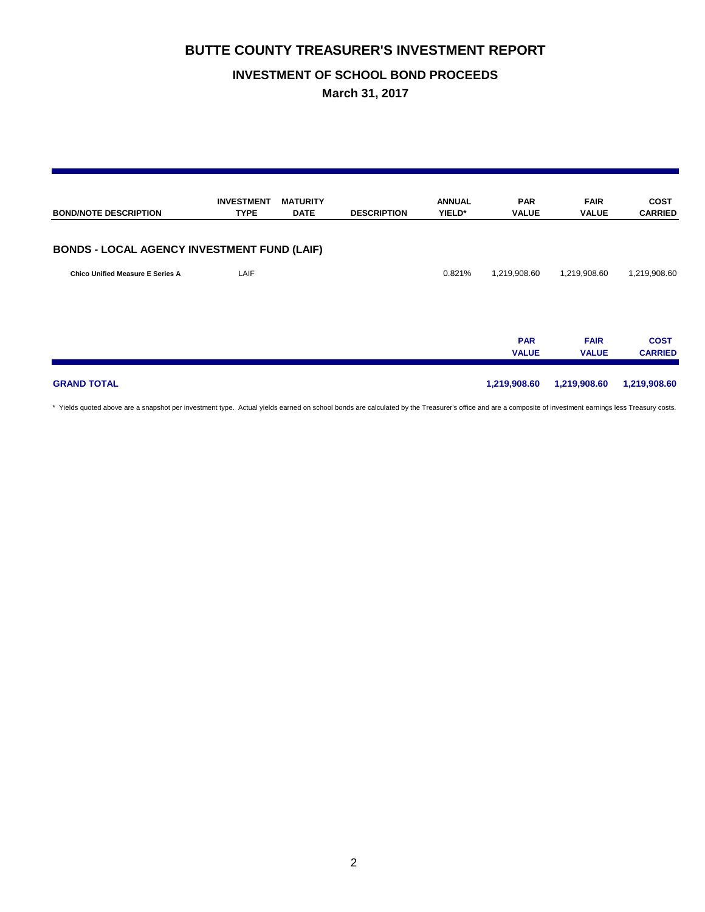# BUTTE COUNTY TREASURER'S INVESTMENT REPORT

## INVESTMENT OF SCHOOL BOND PROCEEDS

### March 31, 2017

| BOND/NOTE DESCRIPTION | INVESTMENT TYPE | MATURITY DATE | DESCRIPTION | ANNUAL YIELD* | PAR VALUE | FAIR VALUE | COST CARRIED |
|---|---|---|---|---|---|---|---|
| **BONDS - LOCAL AGENCY INVESTMENT FUND (LAIF)** | | | | | | | |
| **Chico Unified Measure E Series A** | LAIF | | | 0.821% | 1,219,908.60 | 1,219,908.60 | 1,219,908.60 |
| | | | | | **PAR VALUE** | **FAIR VALUE** | **COST CARRIED** |
| **GRAND TOTAL** | | | | | **1,219,908.60** | **1,219,908.60** | **1,219,908.60** |

* Yields quoted above are a snapshot per investment type. Actual yields earned on school bonds are calculated by the Treasurer's office and are a composite of investment earnings less Treasury costs.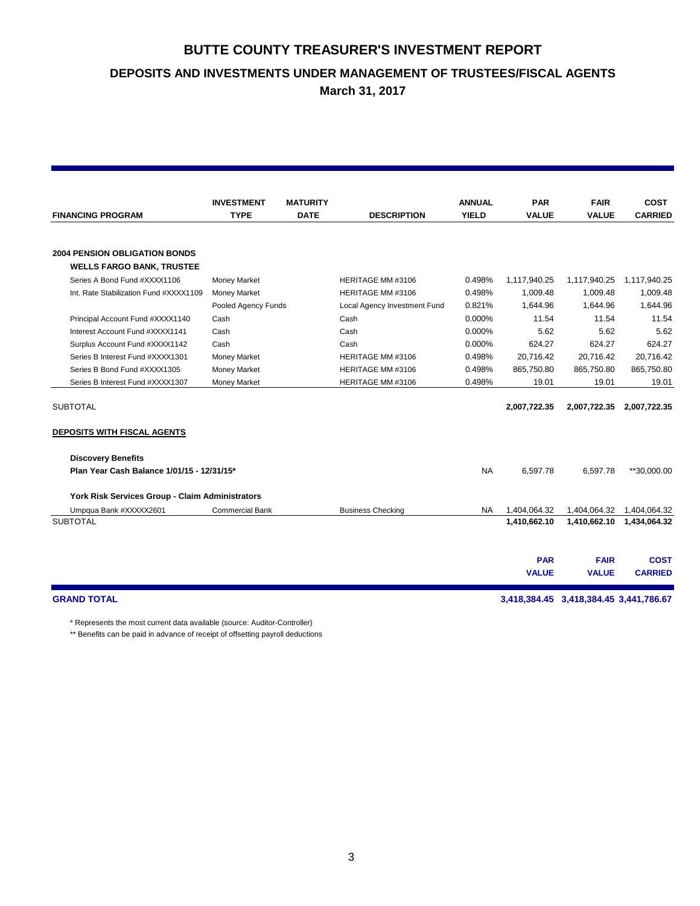# BUTTE COUNTY TREASURER'S INVESTMENT REPORT

## DEPOSITS AND INVESTMENTS UNDER MANAGEMENT OF TRUSTEES/FISCAL AGENTS

**March 31, 2017**

| FINANCING PROGRAM | INVESTMENT TYPE | MATURITY DATE | DESCRIPTION | ANNUAL YIELD | PAR VALUE | FAIR VALUE | COST CARRIED |
|---|---|---|---|---|---|---|---|
| **2004 PENSION OBLIGATION BONDS** | | | | | | | |
| **WELLS FARGO BANK, TRUSTEE** | | | | | | | |
| Series A Bond Fund #XXXX1106 | Money Market | | HERITAGE MM #3106 | 0.498% | 1,117,940.25 | 1,117,940.25 | 1,117,940.25 |
| Int. Rate Stabilization Fund #XXXX1109 | Money Market | | HERITAGE MM #3106 | 0.498% | 1,009.48 | 1,009.48 | 1,009.48 |
| | Pooled Agency Funds | | Local Agency Investment Fund | 0.821% | 1,644.96 | 1,644.96 | 1,644.96 |
| Principal Account Fund #XXXX1140 | Cash | | Cash | 0.000% | 11.54 | 11.54 | 11.54 |
| Interest Account Fund #XXXX1141 | Cash | | Cash | 0.000% | 5.62 | 5.62 | 5.62 |
| Surplus Account Fund #XXXX1142 | Cash | | Cash | 0.000% | 624.27 | 624.27 | 624.27 |
| Series B Interest Fund #XXXX1301 | Money Market | | HERITAGE MM #3106 | 0.498% | 20,716.42 | 20,716.42 | 20,716.42 |
| Series B Bond Fund #XXXX1305 | Money Market | | HERITAGE MM #3106 | 0.498% | 865,750.80 | 865,750.80 | 865,750.80 |
| Series B Interest Fund #XXXX1307 | Money Market | | HERITAGE MM #3106 | 0.498% | 19.01 | 19.01 | 19.01 |
| SUBTOTAL | | | | | **2,007,722.35** | **2,007,722.35** | **2,007,722.35** |
| **DEPOSITS WITH FISCAL AGENTS** | | | | | | | |
| **Discovery Benefits** | | | | | | | |
| **Plan Year Cash Balance 1/01/15 - 12/31/15*** | | | | NA | 6,597.78 | 6,597.78 | **30,000.00 |
| **York Risk Services Group - Claim Administrators** | | | | | | | |
| Umpqua Bank #XXXXX2601 | Commercial Bank | | Business Checking | NA | 1,404,064.32 | 1,404,064.32 | 1,404,064.32 |
| SUBTOTAL | | | | | **1,410,662.10** | **1,410,662.10** | **1,434,064.32** |
| | | | | | **PAR VALUE** | **FAIR VALUE** | **COST CARRIED** |
| **GRAND TOTAL** | | | | | **3,418,384.45** | **3,418,384.45** | **3,441,786.67** |

\* Represents the most current data available (source: Auditor-Controller)

\** Benefits can be paid in advance of receipt of offsetting payroll deductions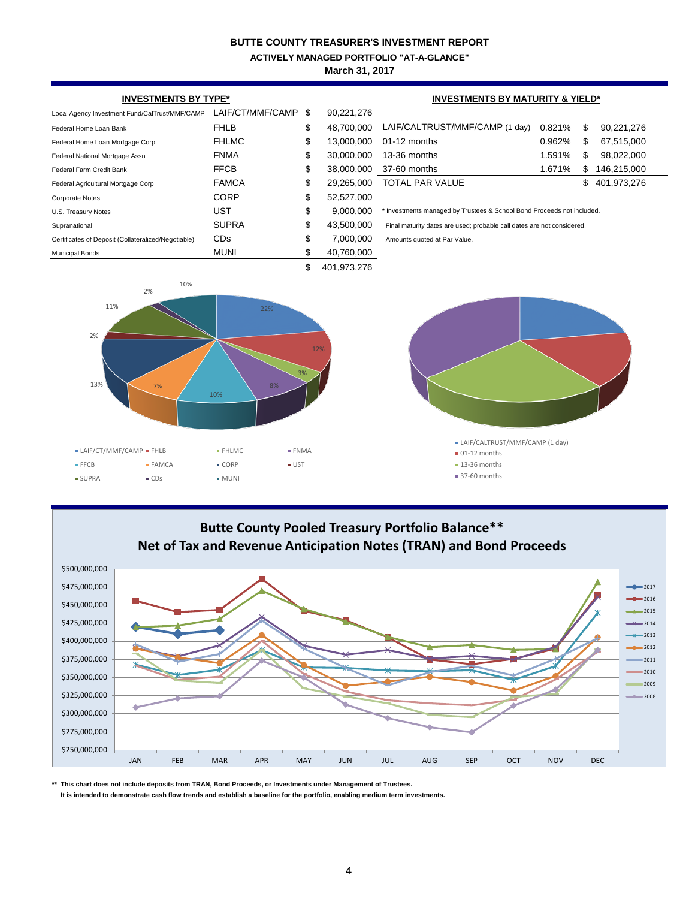# BUTTE COUNTY TREASURER'S INVESTMENT REPORT

## ACTIVELY MANAGED PORTFOLIO "AT-A-GLANCE"

**March 31, 2017**

### INVESTMENTS BY TYPE*

| | | | |
|---|---|---|---|
| Local Agency Investment Fund/CalTrust/MMF/CAMP | LAIF/CT/MMF/CAMP | $ | 90,221,276 |
| Federal Home Loan Bank | FHLB | $ | 48,700,000 |
| Federal Home Loan Mortgage Corp | FHLMC | $ | 13,000,000 |
| Federal National Mortgage Assn | FNMA | $ | 30,000,000 |
| Federal Farm Credit Bank | FFCB | $ | 38,000,000 |
| Federal Agricultural Mortgage Corp | FAMCA | $ | 29,265,000 |
| Corporate Notes | CORP | $ | 52,527,000 |
| U.S. Treasury Notes | UST | $ | 9,000,000 |
| Supranational | SUPRA | $ | 43,500,000 |
| Certificates of Deposit (Collateralized/Negotiable) | CDs | $ | 7,000,000 |
| Municipal Bonds | MUNI | $ | 40,760,000 |
| | | $ | 401,973,276 |

### INVESTMENTS BY MATURITY & YIELD*

| | | | |
|---|---|---|---|
| LAIF/CALTRUST/MMF/CAMP (1 day) | 0.821% | $ | 90,221,276 |
| 01-12 months | 0.962% | $ | 67,515,000 |
| 13-36 months | 1.591% | $ | 98,022,000 |
| 37-60 months | 1.671% | $ | 146,215,000 |
| TOTAL PAR VALUE | | $ | 401,973,276 |

* Investments managed by Trustees & School Bond Proceeds not included.

Final maturity dates are used; probable call dates are not considered.

Amounts quoted at Par Value.

## Butte County Pooled Treasury Portfolio Balance**
## Net of Tax and Revenue Anticipation Notes (TRAN) and Bond Proceeds

**\*\* This chart does not include deposits from TRAN, Bond Proceeds, or Investments under Management of Trustees.**

**It is intended to demonstrate cash flow trends and establish a baseline for the portfolio, enabling medium term investments.**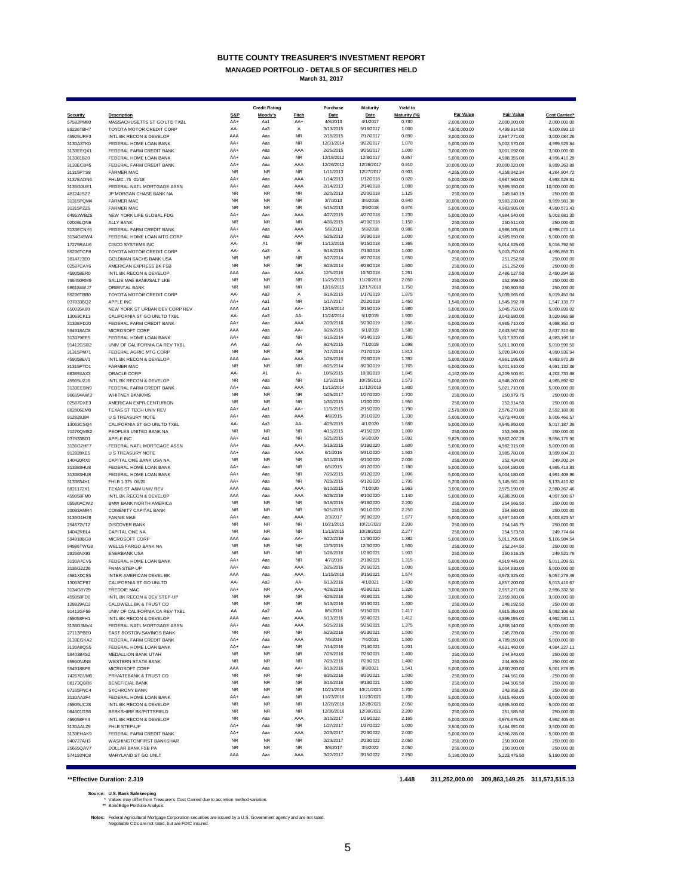# BUTTE COUNTY TREASURER'S INVESTMENT REPORT

## MANAGED PORTFOLIO - DETAILS OF SECURITIES HELD

**March 31, 2017**

| Security | Description | Credit Rating S&P | Moody's | Fitch | Purchase Date | Maturity Date | Yield to Maturity (%) | Par Value | Fair Value | Cost Carried* |
|---|---|---|---|---|---|---|---|---|---|---|
| 57582PM80 | MASSACHUSETTS ST GO LTD TXBL | AA+ | Aa1 | AA+ | 4/8/2013 | 4/1/2017 | 0.780 | 2,000,000.00 | 2,000,000.00 | 2,000,000.00 |
| 89236TBH7 | TOYOTA MOTOR CREDIT CORP | AA- | Aa3 | A | 3/13/2015 | 5/16/2017 | 1.000 | 4,500,000.00 | 4,499,914.50 | 4,500,693.10 |
| 45905URF3 | INTL BK RECON & DEVELOP | AAA | Aaa | NR | 2/19/2015 | 7/17/2017 | 0.890 | 3,000,000.00 | 2,997,771.00 | 3,000,084.26 |
| 3130A3TK0 | FEDERAL HOME LOAN BANK | AA+ | Aaa | NR | 12/31/2014 | 9/22/2017 | 1.070 | 5,000,000.00 | 5,002,570.00 | 4,999,529.84 |
| 3133EEQX1 | FEDERAL FARM CREDIT BANK | AA+ | Aaa | AAA | 2/25/2015 | 9/25/2017 | 1.000 | 3,000,000.00 | 3,001,092.00 | 3,000,000.00 |
| 313381B20 | FEDERAL HOME LOAN BANK | AA+ | Aaa | NR | 12/19/2012 | 12/8/2017 | 0.857 | 5,000,000.00 | 4,988,355.00 | 4,996,410.28 |
| 3133ECB45 | FEDERAL FARM CREDIT BANK | AA+ | Aaa | AAA | 12/26/2012 | 12/26/2017 | 0.910 | 10,000,000.00 | 10,000,020.00 | 9,999,263.89 |
| 31315PTS8 | FARMER MAC | NR | NR | NR | 1/11/2013 | 12/27/2017 | 0.903 | 4,265,000.00 | 4,258,342.34 | 4,264,904.72 |
| 3137EADN6 | FHLMC .75 01/18 | AA+ | Aaa | AAA | 1/14/2013 | 1/12/2018 | 0.920 | 5,000,000.00 | 4,987,560.00 | 4,993,529.81 |
| 3135G0UE1 | FEDERAL NATL MORTGAGE ASSN | AA+ | Aaa | AAA | 2/14/2013 | 2/14/2018 | 1.000 | 10,000,000.00 | 9,989,350.00 | 10,000,000.00 |
| 48124JSZ2 | JP MORGAN CHASE BANK NA | NR | NR | NR | 2/20/2013 | 2/20/2018 | 1.125 | 250,000.00 | 249,640.19 | 250,000.00 |
| 31315PQM4 | FARMER MAC | NR | NR | NR | 3/7/2013 | 3/6/2018 | 0.940 | 10,000,000.00 | 9,983,230.00 | 9,999,981.38 |
| 31315PZZ5 | FARMER MAC | NR | NR | NR | 5/15/2013 | 3/9/2018 | 0.976 | 5,000,000.00 | 4,983,605.00 | 4,990,573.43 |
| 64952WBZ5 | NEW YORK LIFE GLOBAL FDG | AA+ | Aaa | AAA | 4/27/2015 | 4/27/2018 | 1.230 | 5,000,000.00 | 4,984,540.00 | 5,003,681.30 |
| 02006LQN6 | ALLY BANK | NR | NR | NR | 4/30/2015 | 4/30/2018 | 1.150 | 250,000.00 | 250,511.00 | 250,000.00 |
| 3133ECNY6 | FEDERAL FARM CREDIT BANK | AA+ | Aaa | AAA | 5/8/2013 | 5/8/2018 | 0.986 | 5,000,000.00 | 4,986,105.00 | 4,998,070.14 |
| 3134G45W4 | FEDERAL HOME LOAN MTG CORP | AA+ | Aaa | AAA | 5/29/2013 | 5/29/2018 | 1.000 | 5,000,000.00 | 4,989,650.00 | 5,000,000.00 |
| 17275RAU6 | CISCO SYSTEMS INC | AA- | A1 | NR | 11/12/2015 | 6/15/2018 | 1.365 | 5,000,000.00 | 5,014,625.00 | 5,016,792.50 |
| 89236TCP8 | TOYOTA MOTOR CREDIT CORP | AA- | Aa3 | A | 9/18/2015 | 7/13/2018 | 1.600 | 5,000,000.00 | 5,003,750.00 | 4,996,859.31 |
| 38147J3E0 | GOLDMAN SACHS BANK USA | NR | NR | NR | 8/27/2014 | 8/27/2018 | 1.650 | 250,000.00 | 251,252.50 | 250,000.00 |
| 02587CAY6 | AMERICAN EXPRESS BK FSB | NR | NR | NR | 8/28/2014 | 8/28/2018 | 1.600 | 250,000.00 | 251,252.50 | 250,000.00 |
| 459058ER0 | INTL BK RECON & DEVELOP | AAA | Aaa | AAA | 12/5/2016 | 10/5/2018 | 1.261 | 2,500,000.00 | 2,486,127.50 | 2,490,294.55 |
| 795450RM9 | SALLIE MAE BANK/SALT LKE | NR | NR | NR | 11/25/2013 | 11/20/2018 | 2.050 | 250,000.00 | 252,999.50 | 250,000.00 |
| 686184WJ7 | ORIENTAL BANK | NR | NR | NR | 12/16/2015 | 12/17/2018 | 1.750 | 250,000.00 | 250,800.50 | 250,000.00 |
| 89236TBB0 | TOYOTA MOTOR CREDIT CORP | AA- | Aa3 | A | 9/18/2015 | 1/17/2019 | 1.875 | 5,000,000.00 | 5,039,665.00 | 5,019,450.04 |
| 037833BQ2 | APPLE INC | AA+ | Aa1 | NR | 1/17/2017 | 2/22/2019 | 1.450 | 1,540,000.00 | 1,545,092.78 | 1,547,139.77 |
| 650035K80 | NEW YORK ST URBAN DEV CORP REV | AAA | Aa1 | AA+ | 12/18/2014 | 3/15/2019 | 1.980 | 5,000,000.00 | 5,045,750.00 | 5,000,899.02 |
| 13063CKL3 | CALIFORNIA ST GO UNLTD TXBL | AA- | Aa3 | AA- | 11/24/2014 | 5/1/2019 | 1.900 | 3,000,000.00 | 3,043,680.00 | 3,020,865.69 |
| 3133EFD20 | FEDERAL FARM CREDIT BANK | AA+ | Aaa | AAA | 2/23/2016 | 5/23/2019 | 1.266 | 5,000,000.00 | 4,965,710.00 | 4,998,350.43 |
| 594918AC8 | MICROSOFT CORP | AAA | Aaa | AA+ | 9/28/2015 | 6/1/2019 | 1.580 | 2,500,000.00 | 2,643,567.50 | 2,637,310.66 |
| 313379EE5 | FEDERAL HOME LOAN BANK | AA+ | Aaa | NR | 6/16/2014 | 6/14/2019 | 1.785 | 5,000,000.00 | 5,017,920.00 | 4,983,196.16 |
| 91412GSB2 | UNIV OF CALIFORNIA CA REV TXBL | AA | Aa2 | AA | 8/24/2015 | 7/1/2019 | 1.698 | 5,000,000.00 | 5,011,800.00 | 5,010,599.50 |
| 31315PM71 | FEDERAL AGRIC MTG CORP | NR | NR | NR | 7/17/2014 | 7/17/2019 | 1.813 | 5,000,000.00 | 5,020,640.00 | 4,990,936.94 |
| 459058EV1 | INTL BK RECON & DEVELOP | AAA | Aaa | AAA | 1/28/2016 | 7/26/2019 | 1.392 | 5,000,000.00 | 4,961,195.00 | 4,983,970.39 |
| 31315PTD1 | FARMER MAC | NR | NR | NR | 8/25/2014 | 8/23/2019 | 1.765 | 5,000,000.00 | 5,001,510.00 | 4,981,132.36 |
| 68389XAX3 | ORACLE CORP | AA- | A1 | A+ | 10/6/2015 | 10/8/2019 | 1.845 | 4,162,000.00 | 4,209,500.91 | 4,202,733.68 |
| 45905UZJ6 | INTL BK RECON & DEVELOP | NR | Aaa | NR | 12/2/2016 | 10/25/2019 | 1.573 | 5,000,000.00 | 4,948,200.00 | 4,965,892.62 |
| 3133EEBN9 | FEDERAL FARM CREDIT BANK | AA+ | Aaa | AAA | 11/12/2014 | 11/12/2019 | 1.800 | 5,000,000.00 | 5,021,710.00 | 5,000,000.00 |
| 966594AW3 | WHITNEY BANK/MS | NR | NR | NR | 1/25/2017 | 1/27/2020 | 1.700 | 250,000.00 | 250,979.75 | 250,000.00 |
| 02587DXE3 | AMERICAN EXPR CENTURION | NR | NR | NR | 1/30/2015 | 1/30/2020 | 1.950 | 250,000.00 | 252,914.50 | 250,000.00 |
| 882806EM0 | TEXAS ST TECH UNIV REV | AA+ | Aa1 | AA+ | 11/6/2015 | 2/15/2020 | 1.790 | 2,570,000.00 | 2,576,270.80 | 2,592,188.00 |
| 912828J84 | U S TREASURY NOTE | AA+ | Aaa | AAA | 4/8/2015 | 3/31/2020 | 1.330 | 5,000,000.00 | 4,973,440.00 | 5,006,466.57 |
| 13063CSQ4 | CALIFORNIA ST GO UNLTD TXBL | AA- | Aa3 | AA- | 4/29/2015 | 4/1/2020 | 1.680 | 5,000,000.00 | 4,945,950.00 | 5,017,187.36 |
| 71270QMS2 | PEOPLES UNITED BANK NA | NR | NR | NR | 4/15/2015 | 4/15/2020 | 1.800 | 250,000.00 | 253,069.25 | 250,000.00 |
| 037833BD1 | APPLE INC | AA+ | Aa1 | NR | 5/21/2015 | 5/6/2020 | 1.892 | 9,825,000.00 | 9,862,207.28 | 9,856,176.90 |
| 3136G2HF7 | FEDERAL NATL MORTGAGE ASSN | AA+ | Aaa | AAA | 5/19/2015 | 5/19/2020 | 1.600 | 5,000,000.00 | 4,982,315.00 | 5,000,000.00 |
| 912828XE5 | U S TREASURY NOTE | AA+ | Aaa | AAA | 6/1/2015 | 5/31/2020 | 1.503 | 4,000,000.00 | 3,985,780.00 | 3,999,604.33 |
| 140420RX0 | CAPITAL ONE BANK USA NA | NR | NR | NR | 6/10/2015 | 6/10/2020 | 2.006 | 250,000.00 | 252,434.00 | 249,202.24 |
| 313383HU8 | FEDERAL HOME LOAN BANK | AA+ | Aaa | NR | 6/5/2015 | 6/12/2020 | 1.780 | 5,000,000.00 | 5,004,180.00 | 4,995,413.83 |
| 313383HU8 | FEDERAL HOME LOAN BANK | AA+ | Aaa | NR | 7/20/2015 | 6/12/2020 | 1.806 | 5,000,000.00 | 5,004,180.00 | 4,991,409.96 |
| 3133834H1 | FHLB 1.375 06/20 | AA+ | Aaa | NR | 7/23/2015 | 6/12/2020 | 1.795 | 5,200,000.00 | 5,145,561.20 | 5,133,410.82 |
| 8821172X1 | TEXAS ST A&M UNIV REV | AAA | Aaa | AAA | 8/10/2015 | 7/1/2020 | 1.963 | 3,000,000.00 | 2,975,190.00 | 2,980,267.46 |
| 459058FM0 | INTL BK RECON & DEVELOP | AAA | Aaa | AAA | 8/23/2016 | 8/10/2020 | 1.140 | 5,000,000.00 | 4,888,390.00 | 4,997,500.67 |
| 05580ACW2 | BMW BANK NORTH AMERICA | NR | NR | NR | 9/18/2015 | 9/18/2020 | 2.200 | 250,000.00 | 254,666.50 | 250,000.00 |
| 20033AMR4 | COMENITY CAPITAL BANK | NR | NR | NR | 9/21/2015 | 9/21/2020 | 2.250 | 250,000.00 | 254,680.00 | 250,000.00 |
| 3136G1H28 | FANNIE MAE | AA+ | Aaa | AAA | 2/3/2017 | 9/28/2020 | 1.677 | 5,000,000.00 | 4,997,040.00 | 5,003,823.57 |
| 254672VT2 | DISCOVER BANK | NR | NR | NR | 10/21/2015 | 10/21/2020 | 2.200 | 250,000.00 | 254,146.75 | 250,000.00 |
| 14042RBL4 | CAPITAL ONE NA | NR | NR | NR | 11/13/2015 | 10/28/2020 | 2.277 | 250,000.00 | 254,573.50 | 249,774.64 |
| 594918BG8 | MICROSOFT CORP | AAA | Aaa | AA+ | 8/22/2016 | 11/3/2020 | 1.382 | 5,000,000.00 | 5,011,795.00 | 5,106,984.54 |
| 94986TWG8 | WELLS FARGO BANK NA | NR | NR | NR | 12/3/2015 | 12/3/2020 | 1.500 | 250,000.00 | 252,244.50 | 250,000.00 |
| 29266NX93 | ENERBANK USA | NR | NR | NR | 1/28/2016 | 1/28/2021 | 1.903 | 250,000.00 | 250,516.25 | 249,521.76 |
| 3130A7CV5 | FEDERAL HOME LOAN BANK | AA+ | Aaa | NR | 4/7/2016 | 2/18/2021 | 1.315 | 5,000,000.00 | 4,919,445.00 | 5,011,209.51 |
| 3136G2Z26 | FNMA STEP-UP | AA+ | Aaa | AAA | 2/26/2016 | 2/26/2021 | 1.000 | 5,000,000.00 | 5,004,630.00 | 5,000,000.00 |
| 4581X0CS5 | INTER-AMERICAN DEVEL BK | AAA | Aaa | AAA | 11/15/2016 | 3/15/2021 | 1.574 | 5,000,000.00 | 4,978,925.00 | 5,057,279.49 |
| 13063CP87 | CALIFORNIA ST GO UNLTD | AA- | Aa3 | AA- | 6/13/2016 | 4/1/2021 | 1.430 | 5,000,000.00 | 4,857,200.00 | 5,013,416.67 |
| 3134G8Y29 | FREDDIE MAC | AA+ | NR | AAA | 4/28/2016 | 4/28/2021 | 1.326 | 3,000,000.00 | 2,957,271.00 | 2,996,332.50 |
| 459058FD0 | INTL BK RECON & DEV STEP-UP | NR | NR | NR | 4/28/2016 | 4/28/2021 | 1.250 | 3,000,000.00 | 2,959,980.00 | 3,000,000.00 |
| 128829AC2 | CALDWELL BK & TRUST CO | NR | NR | NR | 5/13/2016 | 5/13/2021 | 1.400 | 250,000.00 | 248,192.50 | 250,000.00 |
| 91412GF59 | UNIV OF CALIFORNIA CA REV TXBL | AA | Aa2 | AA | 8/5/2016 | 5/15/2021 | 1.417 | 5,000,000.00 | 4,915,350.00 | 5,092,106.63 |
| 459058FH1 | INTL BK RECON & DEVELOP | AAA | Aaa | AAA | 6/13/2016 | 5/24/2021 | 1.412 | 5,000,000.00 | 4,869,195.00 | 4,992,581.11 |
| 3136G3MV4 | FEDERAL NATL MORTGAGE ASSN | AA+ | Aaa | AAA | 5/25/2016 | 5/25/2021 | 1.375 | 5,000,000.00 | 4,868,040.00 | 5,000,000.00 |
| 27113PBE0 | EAST BOSTON SAVINGS BANK | NR | NR | NR | 6/23/2016 | 6/23/2021 | 1.500 | 250,000.00 | 245,739.00 | 250,000.00 |
| 3133EGKA2 | FEDERAL FARM CREDIT BANK | AA+ | Aaa | AAA | 7/6/2016 | 7/6/2021 | 1.500 | 5,000,000.00 | 4,789,190.00 | 5,000,000.00 |
| 3130A8QS5 | FEDERAL HOME LOAN BANK | AA+ | Aaa | NR | 7/14/2016 | 7/14/2021 | 1.201 | 5,000,000.00 | 4,831,460.00 | 4,984,227.11 |
| 58403B4S2 | MEDALLION BANK UTAH | NR | NR | NR | 7/28/2016 | 7/26/2021 | 1.400 | 250,000.00 | 244,840.00 | 250,000.00 |
| 95960NJN8 | WESTERN STATE BANK | NR | NR | NR | 7/29/2016 | 7/29/2021 | 1.400 | 250,000.00 | 244,805.50 | 250,000.00 |
| 594918BP8 | MICROSOFT CORP | AAA | Aaa | AA+ | 8/19/2016 | 8/8/2021 | 1.541 | 5,000,000.00 | 4,860,260.00 | 5,001,878.65 |
| 74267GVM6 | PRIVATEBANK & TRUST CO | NR | NR | NR | 8/30/2016 | 8/30/2021 | 1.500 | 250,000.00 | 244,561.00 | 250,000.00 |
| 08173QBR6 | BENEFICIAL BANK | NR | NR | NR | 9/16/2016 | 9/13/2021 | 1.500 | 250,000.00 | 244,506.50 | 250,000.00 |
| 87165FNC4 | SYCHRONY BANK | NR | NR | NR | 10/21/2016 | 10/21/2021 | 1.700 | 250,000.00 | 243,858.25 | 250,000.00 |
| 3130AA2F4 | FEDERAL HOME LOAN BANK | AA+ | Aaa | NR | 11/23/2016 | 11/23/2021 | 1.700 | 5,000,000.00 | 4,915,460.00 | 5,000,000.00 |
| 45905UC28 | INTL BK RECON & DEVELOP | NR | NR | NR | 12/28/2016 | 12/28/2021 | 2.050 | 5,000,000.00 | 4,965,500.00 | 5,000,000.00 |
| 084601GS6 | BERKSHIRE BK/PITTSFIELD | NR | NR | NR | 12/30/2016 | 12/30/2021 | 2.200 | 250,000.00 | 251,585.50 | 250,000.00 |
| 459058FY4 | INTL BK RECON & DEVELOP | NR | Aaa | AAA | 3/10/2017 | 1/26/2022 | 2.165 | 5,000,000.00 | 4,976,675.00 | 4,962,405.04 |
| 3130AAL29 | FHLB STEP-UP | AA+ | Aaa | NR | 1/27/2017 | 1/27/2022 | 1.000 | 3,500,000.00 | 3,484,691.00 | 3,500,000.00 |
| 3133EHAK9 | FEDERAL FARM CREDIT BANK | AA+ | Aaa | AAA | 2/23/2017 | 2/23/2022 | 2.000 | 5,000,000.00 | 4,996,785.00 | 5,000,000.00 |
| 940727AH3 | WASHINGTONFIRST BANKSHAR | NR | NR | NR | 2/23/2017 | 2/23/2022 | 2.050 | 250,000.00 | 250,000.00 | 250,000.00 |
| 25665QAV7 | DOLLAR BANK FSB PA | NR | NR | NR | 3/8/2017 | 3/8/2022 | 2.050 | 250,000.00 | 250,000.00 | 250,000.00 |
| 574193NC8 | MARYLAND ST GO UNLT | AAA | Aaa | AAA | 3/22/2017 | 3/15/2022 | 2.250 | 5,190,000.00 | 5,223,475.50 | 5,190,000.00 |
| **Effective Duration: 2.319** | | | | | | | 1.448 | 311,252,000.00 | 309,863,149.25 | 311,573,515.13 |

Source: U.S. Bank Safekeeping
\* Values may differ from Treasurer's Cost Carried due to accretion method variation.
\*\* BondEdge Portfolio-Analysis

Notes: Federal Agricultural Mortgage Corporation securities are issued by a U.S. Government agency and are not rated.
Negotiable CDs are not rated, but are FDIC insured.